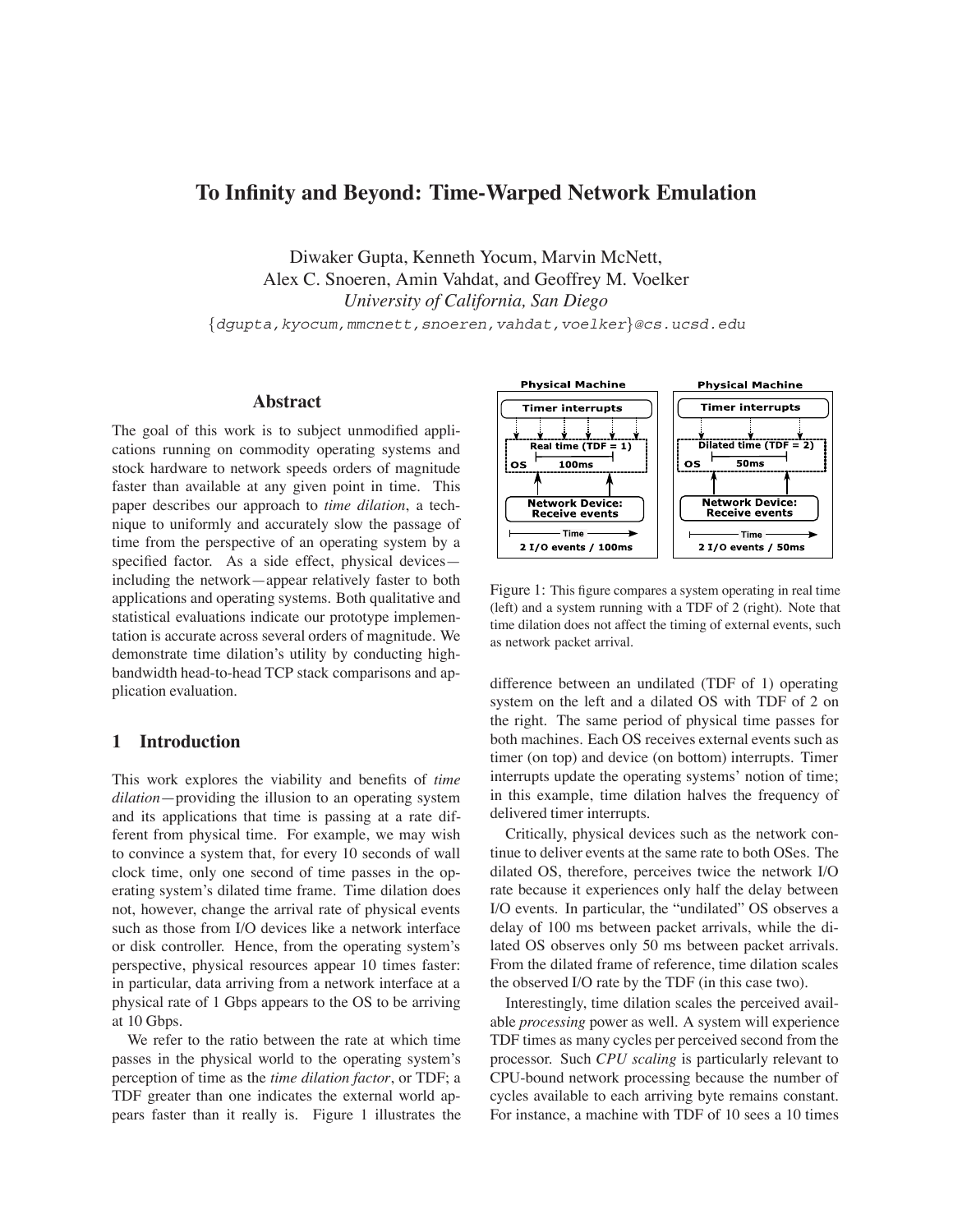# To Infinity and Beyond: Time-Warped Network Emulation

Diwaker Gupta, Kenneth Yocum, Marvin McNett,
Alex C. Snoeren, Amin Vahdat, and Geoffrey M. Voelker
*University of California, San Diego*
{dgupta,kyocum,mmcnett,snoeren,vahdat,voelker}@cs.ucsd.edu

## Abstract

The goal of this work is to subject unmodified applications running on commodity operating systems and stock hardware to network speeds orders of magnitude faster than available at any given point in time. This paper describes our approach to *time dilation*, a technique to uniformly and accurately slow the passage of time from the perspective of an operating system by a specified factor. As a side effect, physical devices—including the network—appear relatively faster to both applications and operating systems. Both qualitative and statistical evaluations indicate our prototype implementation is accurate across several orders of magnitude. We demonstrate time dilation's utility by conducting high-bandwidth head-to-head TCP stack comparisons and application evaluation.

## 1 Introduction

This work explores the viability and benefits of *time dilation*—providing the illusion to an operating system and its applications that time is passing at a rate different from physical time. For example, we may wish to convince a system that, for every 10 seconds of wall clock time, only one second of time passes in the operating system's dilated time frame. Time dilation does not, however, change the arrival rate of physical events such as those from I/O devices like a network interface or disk controller. Hence, from the operating system's perspective, physical resources appear 10 times faster: in particular, data arriving from a network interface at a physical rate of 1 Gbps appears to the OS to be arriving at 10 Gbps.

We refer to the ratio between the rate at which time passes in the physical world to the operating system's perception of time as the *time dilation factor*, or TDF; a TDF greater than one indicates the external world appears faster than it really is. Figure 1 illustrates the difference between an undilated (TDF of 1) operating system on the left and a dilated OS with TDF of 2 on the right. The same period of physical time passes for both machines. Each OS receives external events such as timer (on top) and device (on bottom) interrupts. Timer interrupts update the operating systems' notion of time; in this example, time dilation halves the frequency of delivered timer interrupts.

Figure 1: This figure compares a system operating in real time (left) and a system running with a TDF of 2 (right). Note that time dilation does not affect the timing of external events, such as network packet arrival.

Critically, physical devices such as the network continue to deliver events at the same rate to both OSes. The dilated OS, therefore, perceives twice the network I/O rate because it experiences only half the delay between I/O events. In particular, the "undilated" OS observes a delay of 100 ms between packet arrivals, while the dilated OS observes only 50 ms between packet arrivals. From the dilated frame of reference, time dilation scales the observed I/O rate by the TDF (in this case two).

Interestingly, time dilation scales the perceived available *processing* power as well. A system will experience TDF times as many cycles per perceived second from the processor. Such *CPU scaling* is particularly relevant to CPU-bound network processing because the number of cycles available to each arriving byte remains constant. For instance, a machine with TDF of 10 sees a 10 times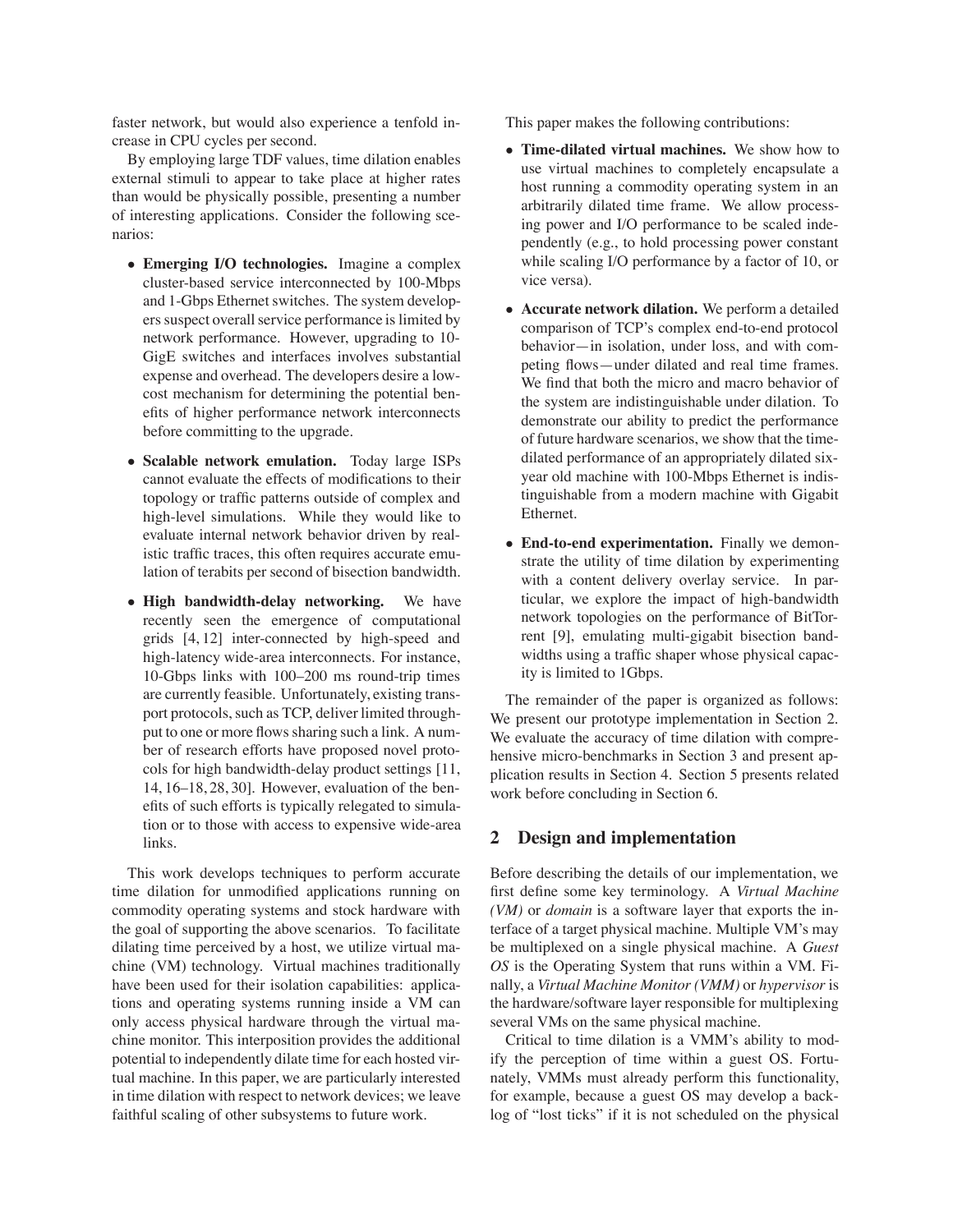faster network, but would also experience a tenfold increase in CPU cycles per second.

By employing large TDF values, time dilation enables external stimuli to appear to take place at higher rates than would be physically possible, presenting a number of interesting applications. Consider the following scenarios:

- **Emerging I/O technologies.** Imagine a complex cluster-based service interconnected by 100-Mbps and 1-Gbps Ethernet switches. The system developers suspect overall service performance is limited by network performance. However, upgrading to 10-GigE switches and interfaces involves substantial expense and overhead. The developers desire a low-cost mechanism for determining the potential benefits of higher performance network interconnects before committing to the upgrade.
- **Scalable network emulation.** Today large ISPs cannot evaluate the effects of modifications to their topology or traffic patterns outside of complex and high-level simulations. While they would like to evaluate internal network behavior driven by realistic traffic traces, this often requires accurate emulation of terabits per second of bisection bandwidth.
- **High bandwidth-delay networking.** We have recently seen the emergence of computational grids [4, 12] inter-connected by high-speed and high-latency wide-area interconnects. For instance, 10-Gbps links with 100–200 ms round-trip times are currently feasible. Unfortunately, existing transport protocols, such as TCP, deliver limited throughput to one or more flows sharing such a link. A number of research efforts have proposed novel protocols for high bandwidth-delay product settings [11, 14, 16–18, 28, 30]. However, evaluation of the benefits of such efforts is typically relegated to simulation or to those with access to expensive wide-area links.

This work develops techniques to perform accurate time dilation for unmodified applications running on commodity operating systems and stock hardware with the goal of supporting the above scenarios. To facilitate dilating time perceived by a host, we utilize virtual machine (VM) technology. Virtual machines traditionally have been used for their isolation capabilities: applications and operating systems running inside a VM can only access physical hardware through the virtual machine monitor. This interposition provides the additional potential to independently dilate time for each hosted virtual machine. In this paper, we are particularly interested in time dilation with respect to network devices; we leave faithful scaling of other subsystems to future work.

This paper makes the following contributions:

- **Time-dilated virtual machines.** We show how to use virtual machines to completely encapsulate a host running a commodity operating system in an arbitrarily dilated time frame. We allow processing power and I/O performance to be scaled independently (e.g., to hold processing power constant while scaling I/O performance by a factor of 10, or vice versa).
- **Accurate network dilation.** We perform a detailed comparison of TCP's complex end-to-end protocol behavior—in isolation, under loss, and with competing flows—under dilated and real time frames. We find that both the micro and macro behavior of the system are indistinguishable under dilation. To demonstrate our ability to predict the performance of future hardware scenarios, we show that the time-dilated performance of an appropriately dilated six-year old machine with 100-Mbps Ethernet is indistinguishable from a modern machine with Gigabit Ethernet.
- **End-to-end experimentation.** Finally we demonstrate the utility of time dilation by experimenting with a content delivery overlay service. In particular, we explore the impact of high-bandwidth network topologies on the performance of BitTorrent [9], emulating multi-gigabit bisection bandwidths using a traffic shaper whose physical capacity is limited to 1Gbps.

The remainder of the paper is organized as follows: We present our prototype implementation in Section 2. We evaluate the accuracy of time dilation with comprehensive micro-benchmarks in Section 3 and present application results in Section 4. Section 5 presents related work before concluding in Section 6.

## 2 Design and implementation

Before describing the details of our implementation, we first define some key terminology. A *Virtual Machine (VM)* or *domain* is a software layer that exports the interface of a target physical machine. Multiple VM's may be multiplexed on a single physical machine. A *Guest OS* is the Operating System that runs within a VM. Finally, a *Virtual Machine Monitor (VMM)* or *hypervisor* is the hardware/software layer responsible for multiplexing several VMs on the same physical machine.

Critical to time dilation is a VMM's ability to modify the perception of time within a guest OS. Fortunately, VMMs must already perform this functionality, for example, because a guest OS may develop a backlog of "lost ticks" if it is not scheduled on the physical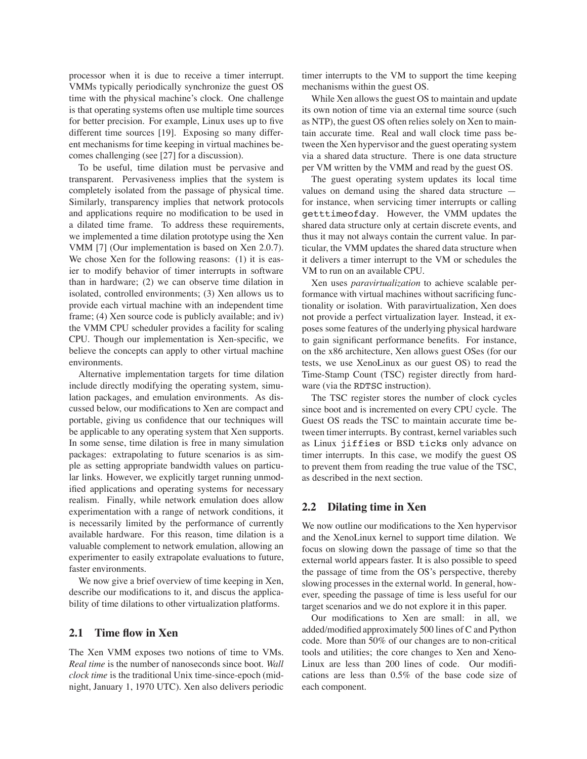processor when it is due to receive a timer interrupt. VMMs typically periodically synchronize the guest OS time with the physical machine's clock. One challenge is that operating systems often use multiple time sources for better precision. For example, Linux uses up to five different time sources [19]. Exposing so many different mechanisms for time keeping in virtual machines becomes challenging (see [27] for a discussion).

To be useful, time dilation must be pervasive and transparent. Pervasiveness implies that the system is completely isolated from the passage of physical time. Similarly, transparency implies that network protocols and applications require no modification to be used in a dilated time frame. To address these requirements, we implemented a time dilation prototype using the Xen VMM [7] (Our implementation is based on Xen 2.0.7). We chose Xen for the following reasons: (1) it is easier to modify behavior of timer interrupts in software than in hardware; (2) we can observe time dilation in isolated, controlled environments; (3) Xen allows us to provide each virtual machine with an independent time frame; (4) Xen source code is publicly available; and iv) the VMM CPU scheduler provides a facility for scaling CPU. Though our implementation is Xen-specific, we believe the concepts can apply to other virtual machine environments.

Alternative implementation targets for time dilation include directly modifying the operating system, simulation packages, and emulation environments. As discussed below, our modifications to Xen are compact and portable, giving us confidence that our techniques will be applicable to any operating system that Xen supports. In some sense, time dilation is free in many simulation packages: extrapolating to future scenarios is as simple as setting appropriate bandwidth values on particular links. However, we explicitly target running unmodified applications and operating systems for necessary realism. Finally, while network emulation does allow experimentation with a range of network conditions, it is necessarily limited by the performance of currently available hardware. For this reason, time dilation is a valuable complement to network emulation, allowing an experimenter to easily extrapolate evaluations to future, faster environments.

We now give a brief overview of time keeping in Xen, describe our modifications to it, and discus the applicability of time dilations to other virtualization platforms.

## 2.1 Time flow in Xen

The Xen VMM exposes two notions of time to VMs. *Real time* is the number of nanoseconds since boot. *Wall clock time* is the traditional Unix time-since-epoch (midnight, January 1, 1970 UTC). Xen also delivers periodic timer interrupts to the VM to support the time keeping mechanisms within the guest OS.

While Xen allows the guest OS to maintain and update its own notion of time via an external time source (such as NTP), the guest OS often relies solely on Xen to maintain accurate time. Real and wall clock time pass between the Xen hypervisor and the guest operating system via a shared data structure. There is one data structure per VM written by the VMM and read by the guest OS.

The guest operating system updates its local time values on demand using the shared data structure — for instance, when servicing timer interrupts or calling `getttimeofday`. However, the VMM updates the shared data structure only at certain discrete events, and thus it may not always contain the current value. In particular, the VMM updates the shared data structure when it delivers a timer interrupt to the VM or schedules the VM to run on an available CPU.

Xen uses *paravirtualization* to achieve scalable performance with virtual machines without sacrificing functionality or isolation. With paravirtualization, Xen does not provide a perfect virtualization layer. Instead, it exposes some features of the underlying physical hardware to gain significant performance benefits. For instance, on the x86 architecture, Xen allows guest OSes (for our tests, we use XenoLinux as our guest OS) to read the Time-Stamp Count (TSC) register directly from hardware (via the `RDTSC` instruction).

The TSC register stores the number of clock cycles since boot and is incremented on every CPU cycle. The Guest OS reads the TSC to maintain accurate time between timer interrupts. By contrast, kernel variables such as Linux `jiffies` or BSD `ticks` only advance on timer interrupts. In this case, we modify the guest OS to prevent them from reading the true value of the TSC, as described in the next section.

## 2.2 Dilating time in Xen

We now outline our modifications to the Xen hypervisor and the XenoLinux kernel to support time dilation. We focus on slowing down the passage of time so that the external world appears faster. It is also possible to speed the passage of time from the OS's perspective, thereby slowing processes in the external world. In general, however, speeding the passage of time is less useful for our target scenarios and we do not explore it in this paper.

Our modifications to Xen are small: in all, we added/modified approximately 500 lines of C and Python code. More than 50% of our changes are to non-critical tools and utilities; the core changes to Xen and XenoLinux are less than 200 lines of code. Our modifications are less than 0.5% of the base code size of each component.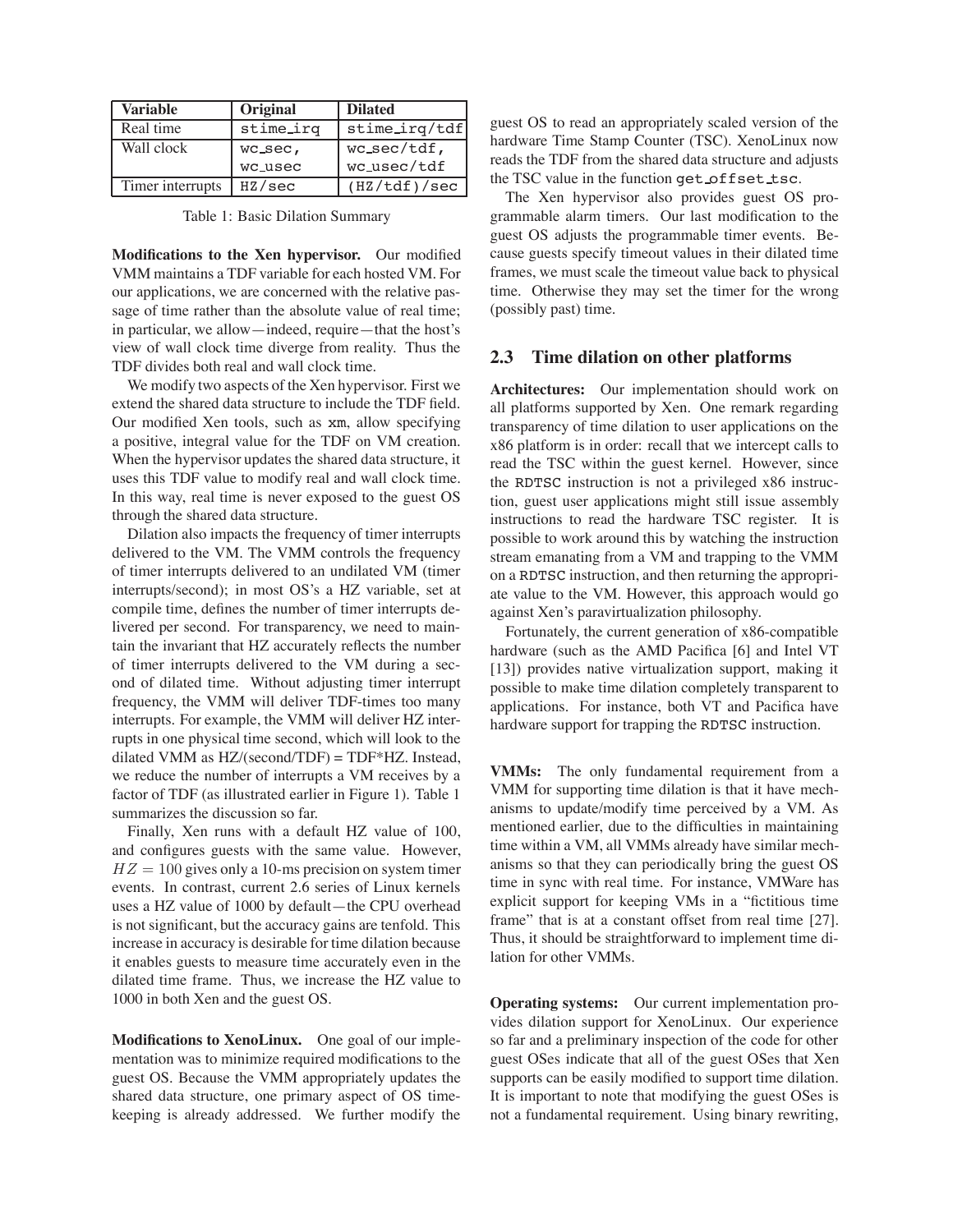| Variable | Original | Dilated |
|---|---|---|
| Real time | `stime_irq` | `stime_irq/tdf` |
| Wall clock | `wc_sec`, `wc_usec` | `wc_sec/tdf`, `wc_usec/tdf` |
| Timer interrupts | `HZ/sec` | `(HZ/tdf)/sec` |

Table 1: Basic Dilation Summary

**Modifications to the Xen hypervisor.** Our modified VMM maintains a TDF variable for each hosted VM. For our applications, we are concerned with the relative passage of time rather than the absolute value of real time; in particular, we allow—indeed, require—that the host's view of wall clock time diverge from reality. Thus the TDF divides both real and wall clock time.

We modify two aspects of the Xen hypervisor. First we extend the shared data structure to include the TDF field. Our modified Xen tools, such as `xm`, allow specifying a positive, integral value for the TDF on VM creation. When the hypervisor updates the shared data structure, it uses this TDF value to modify real and wall clock time. In this way, real time is never exposed to the guest OS through the shared data structure.

Dilation also impacts the frequency of timer interrupts delivered to the VM. The VMM controls the frequency of timer interrupts delivered to an undilated VM (timer interrupts/second); in most OS's a HZ variable, set at compile time, defines the number of timer interrupts delivered per second. For transparency, we need to maintain the invariant that HZ accurately reflects the number of timer interrupts delivered to the VM during a second of dilated time. Without adjusting timer interrupt frequency, the VMM will deliver TDF-times too many interrupts. For example, the VMM will deliver HZ interrupts in one physical time second, which will look to the dilated VMM as HZ/(second/TDF) = TDF*HZ. Instead, we reduce the number of interrupts a VM receives by a factor of TDF (as illustrated earlier in Figure 1). Table 1 summarizes the discussion so far.

Finally, Xen runs with a default HZ value of 100, and configures guests with the same value. However, $HZ = 100$ gives only a 10-ms precision on system timer events. In contrast, current 2.6 series of Linux kernels uses a HZ value of 1000 by default—the CPU overhead is not significant, but the accuracy gains are tenfold. This increase in accuracy is desirable for time dilation because it enables guests to measure time accurately even in the dilated time frame. Thus, we increase the HZ value to 1000 in both Xen and the guest OS.

**Modifications to XenoLinux.** One goal of our implementation was to minimize required modifications to the guest OS. Because the VMM appropriately updates the shared data structure, one primary aspect of OS timekeeping is already addressed. We further modify the guest OS to read an appropriately scaled version of the hardware Time Stamp Counter (TSC). XenoLinux now reads the TDF from the shared data structure and adjusts the TSC value in the function `get_offset_tsc`.

The Xen hypervisor also provides guest OS programmable alarm timers. Our last modification to the guest OS adjusts the programmable timer events. Because guests specify timeout values in their dilated time frames, we must scale the timeout value back to physical time. Otherwise they may set the timer for the wrong (possibly past) time.

## 2.3 Time dilation on other platforms

**Architectures:** Our implementation should work on all platforms supported by Xen. One remark regarding transparency of time dilation to user applications on the x86 platform is in order: recall that we intercept calls to read the TSC within the guest kernel. However, since the RDTSC instruction is not a privileged x86 instruction, guest user applications might still issue assembly instructions to read the hardware TSC register. It is possible to work around this by watching the instruction stream emanating from a VM and trapping to the VMM on a RDTSC instruction, and then returning the appropriate value to the VM. However, this approach would go against Xen's paravirtualization philosophy.

Fortunately, the current generation of x86-compatible hardware (such as the AMD Pacifica [6] and Intel VT [13]) provides native virtualization support, making it possible to make time dilation completely transparent to applications. For instance, both VT and Pacifica have hardware support for trapping the RDTSC instruction.

**VMMs:** The only fundamental requirement from a VMM for supporting time dilation is that it have mechanisms to update/modify time perceived by a VM. As mentioned earlier, due to the difficulties in maintaining time within a VM, all VMMs already have similar mechanisms so that they can periodically bring the guest OS time in sync with real time. For instance, VMWare has explicit support for keeping VMs in a "fictitious time frame" that is at a constant offset from real time [27]. Thus, it should be straightforward to implement time dilation for other VMMs.

**Operating systems:** Our current implementation provides dilation support for XenoLinux. Our experience so far and a preliminary inspection of the code for other guest OSes indicate that all of the guest OSes that Xen supports can be easily modified to support time dilation. It is important to note that modifying the guest OSes is not a fundamental requirement. Using binary rewriting,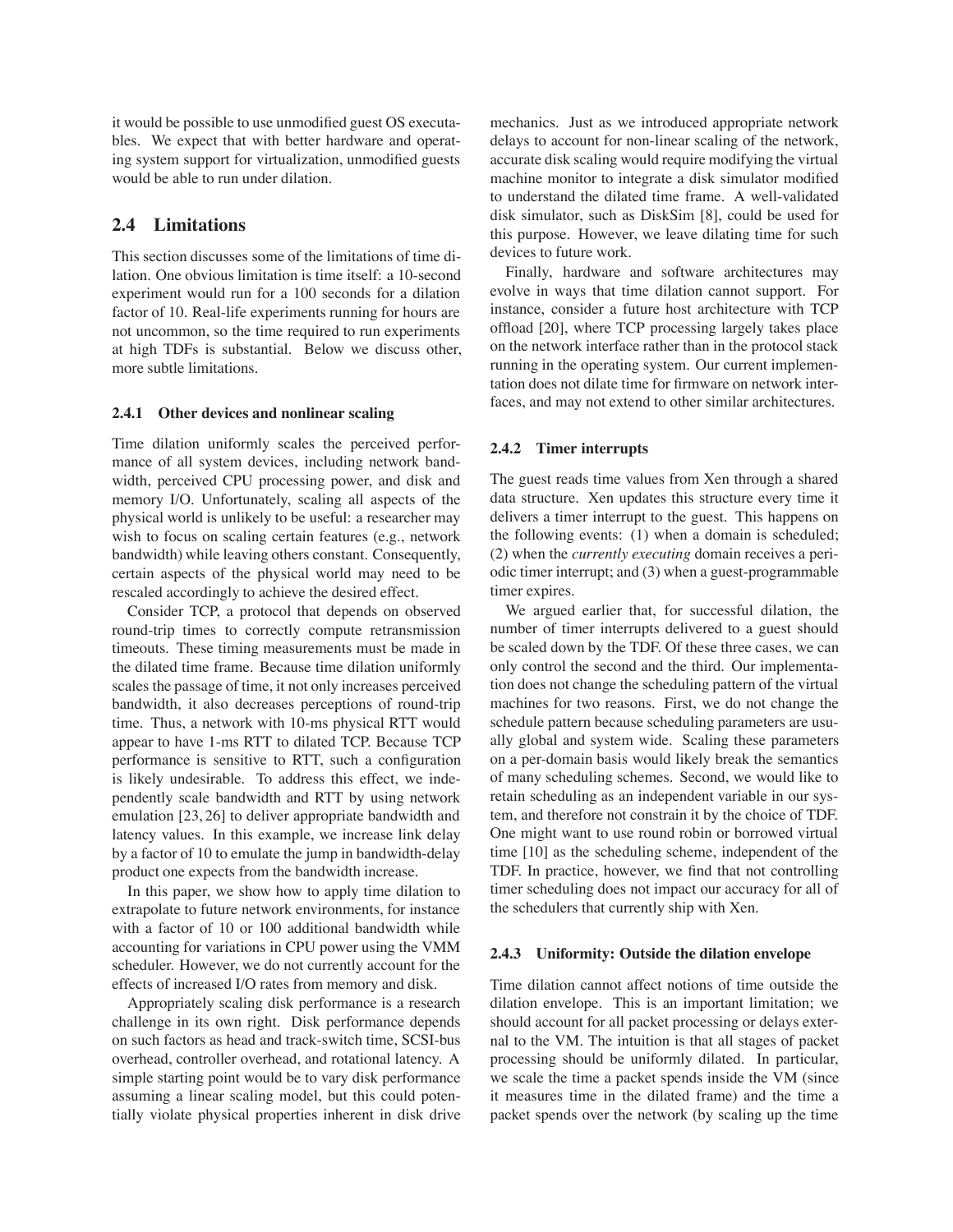it would be possible to use unmodified guest OS executables. We expect that with better hardware and operating system support for virtualization, unmodified guests would be able to run under dilation.

## 2.4 Limitations

This section discusses some of the limitations of time dilation. One obvious limitation is time itself: a 10-second experiment would run for a 100 seconds for a dilation factor of 10. Real-life experiments running for hours are not uncommon, so the time required to run experiments at high TDFs is substantial. Below we discuss other, more subtle limitations.

### 2.4.1 Other devices and nonlinear scaling

Time dilation uniformly scales the perceived performance of all system devices, including network bandwidth, perceived CPU processing power, and disk and memory I/O. Unfortunately, scaling all aspects of the physical world is unlikely to be useful: a researcher may wish to focus on scaling certain features (e.g., network bandwidth) while leaving others constant. Consequently, certain aspects of the physical world may need to be rescaled accordingly to achieve the desired effect.

Consider TCP, a protocol that depends on observed round-trip times to correctly compute retransmission timeouts. These timing measurements must be made in the dilated time frame. Because time dilation uniformly scales the passage of time, it not only increases perceived bandwidth, it also decreases perceptions of round-trip time. Thus, a network with 10-ms physical RTT would appear to have 1-ms RTT to dilated TCP. Because TCP performance is sensitive to RTT, such a configuration is likely undesirable. To address this effect, we independently scale bandwidth and RTT by using network emulation [23, 26] to deliver appropriate bandwidth and latency values. In this example, we increase link delay by a factor of 10 to emulate the jump in bandwidth-delay product one expects from the bandwidth increase.

In this paper, we show how to apply time dilation to extrapolate to future network environments, for instance with a factor of 10 or 100 additional bandwidth while accounting for variations in CPU power using the VMM scheduler. However, we do not currently account for the effects of increased I/O rates from memory and disk.

Appropriately scaling disk performance is a research challenge in its own right. Disk performance depends on such factors as head and track-switch time, SCSI-bus overhead, controller overhead, and rotational latency. A simple starting point would be to vary disk performance assuming a linear scaling model, but this could potentially violate physical properties inherent in disk drive mechanics. Just as we introduced appropriate network delays to account for non-linear scaling of the network, accurate disk scaling would require modifying the virtual machine monitor to integrate a disk simulator modified to understand the dilated time frame. A well-validated disk simulator, such as DiskSim [8], could be used for this purpose. However, we leave dilating time for such devices to future work.

Finally, hardware and software architectures may evolve in ways that time dilation cannot support. For instance, consider a future host architecture with TCP offload [20], where TCP processing largely takes place on the network interface rather than in the protocol stack running in the operating system. Our current implementation does not dilate time for firmware on network interfaces, and may not extend to other similar architectures.

### 2.4.2 Timer interrupts

The guest reads time values from Xen through a shared data structure. Xen updates this structure every time it delivers a timer interrupt to the guest. This happens on the following events: (1) when a domain is scheduled; (2) when the *currently executing* domain receives a periodic timer interrupt; and (3) when a guest-programmable timer expires.

We argued earlier that, for successful dilation, the number of timer interrupts delivered to a guest should be scaled down by the TDF. Of these three cases, we can only control the second and the third. Our implementation does not change the scheduling pattern of the virtual machines for two reasons. First, we do not change the schedule pattern because scheduling parameters are usually global and system wide. Scaling these parameters on a per-domain basis would likely break the semantics of many scheduling schemes. Second, we would like to retain scheduling as an independent variable in our system, and therefore not constrain it by the choice of TDF. One might want to use round robin or borrowed virtual time [10] as the scheduling scheme, independent of the TDF. In practice, however, we find that not controlling timer scheduling does not impact our accuracy for all of the schedulers that currently ship with Xen.

### 2.4.3 Uniformity: Outside the dilation envelope

Time dilation cannot affect notions of time outside the dilation envelope. This is an important limitation; we should account for all packet processing or delays external to the VM. The intuition is that all stages of packet processing should be uniformly dilated. In particular, we scale the time a packet spends inside the VM (since it measures time in the dilated frame) and the time a packet spends over the network (by scaling up the time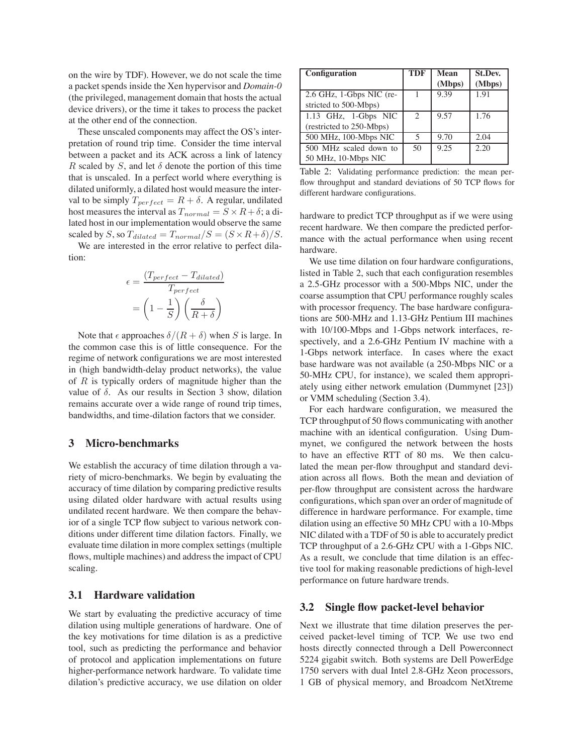on the wire by TDF). However, we do not scale the time a packet spends inside the Xen hypervisor and *Domain-0* (the privileged, management domain that hosts the actual device drivers), or the time it takes to process the packet at the other end of the connection.

These unscaled components may affect the OS's interpretation of round trip time. Consider the time interval between a packet and its ACK across a link of latency $R$ scaled by $S$, and let $\delta$ denote the portion of this time that is unscaled. In a perfect world where everything is dilated uniformly, a dilated host would measure the interval to be simply $T_{perfect} = R + \delta$. A regular, undilated host measures the interval as $T_{normal} = S \times R + \delta$; a dilated host in our implementation would observe the same scaled by $S$, so $T_{dilated} = T_{normal}/S = (S \times R + \delta)/S$.

We are interested in the error relative to perfect dilation:

$$
\begin{aligned}
\epsilon &= \frac{(T_{perfect} - T_{dilated})}{T_{perfect}} \\
&= \left(1 - \frac{1}{S}\right)\left(\frac{\delta}{R + \delta}\right)
\end{aligned}
$$

Note that $\epsilon$ approaches $\delta/(R + \delta)$ when $S$ is large. In the common case this is of little consequence. For the regime of network configurations we are most interested in (high bandwidth-delay product networks), the value of $R$ is typically orders of magnitude higher than the value of $\delta$. As our results in Section 3 show, dilation remains accurate over a wide range of round trip times, bandwidths, and time-dilation factors that we consider.

## 3 Micro-benchmarks

We establish the accuracy of time dilation through a variety of micro-benchmarks. We begin by evaluating the accuracy of time dilation by comparing predictive results using dilated older hardware with actual results using undilated recent hardware. We then compare the behavior of a single TCP flow subject to various network conditions under different time dilation factors. Finally, we evaluate time dilation in more complex settings (multiple flows, multiple machines) and address the impact of CPU scaling.

### 3.1 Hardware validation

We start by evaluating the predictive accuracy of time dilation using multiple generations of hardware. One of the key motivations for time dilation is as a predictive tool, such as predicting the performance and behavior of protocol and application implementations on future higher-performance network hardware. To validate time dilation's predictive accuracy, we use dilation on older hardware to predict TCP throughput as if we were using recent hardware. We then compare the predicted performance with the actual performance when using recent hardware.

| Configuration | TDF | Mean (Mbps) | St.Dev. (Mbps) |
|---|---|---|---|
| 2.6 GHz, 1-Gbps NIC (restricted to 500-Mbps) | 1 | 9.39 | 1.91 |
| 1.13 GHz, 1-Gbps NIC (restricted to 250-Mbps) | 2 | 9.57 | 1.76 |
| 500 MHz, 100-Mbps NIC | 5 | 9.70 | 2.04 |
| 500 MHz scaled down to 50 MHz, 10-Mbps NIC | 50 | 9.25 | 2.20 |

Table 2: Validating performance prediction: the mean per-flow throughput and standard deviations of 50 TCP flows for different hardware configurations.

We use time dilation on four hardware configurations, listed in Table 2, such that each configuration resembles a 2.5-GHz processor with a 500-Mbps NIC, under the coarse assumption that CPU performance roughly scales with processor frequency. The base hardware configurations are 500-MHz and 1.13-GHz Pentium III machines with 10/100-Mbps and 1-Gbps network interfaces, respectively, and a 2.6-GHz Pentium IV machine with a 1-Gbps network interface. In cases where the exact base hardware was not available (a 250-Mbps NIC or a 50-MHz CPU, for instance), we scaled them appropriately using either network emulation (Dummynet [23]) or VMM scheduling (Section 3.4).

For each hardware configuration, we measured the TCP throughput of 50 flows communicating with another machine with an identical configuration. Using Dummynet, we configured the network between the hosts to have an effective RTT of 80 ms. We then calculated the mean per-flow throughput and standard deviation across all flows. Both the mean and deviation of per-flow throughput are consistent across the hardware configurations, which span over an order of magnitude of difference in hardware performance. For example, time dilation using an effective 50 MHz CPU with a 10-Mbps NIC dilated with a TDF of 50 is able to accurately predict TCP throughput of a 2.6-GHz CPU with a 1-Gbps NIC. As a result, we conclude that time dilation is an effective tool for making reasonable predictions of high-level performance on future hardware trends.

### 3.2 Single flow packet-level behavior

Next we illustrate that time dilation preserves the perceived packet-level timing of TCP. We use two end hosts directly connected through a Dell Powerconnect 5224 gigabit switch. Both systems are Dell PowerEdge 1750 servers with dual Intel 2.8-GHz Xeon processors, 1 GB of physical memory, and Broadcom NetXtreme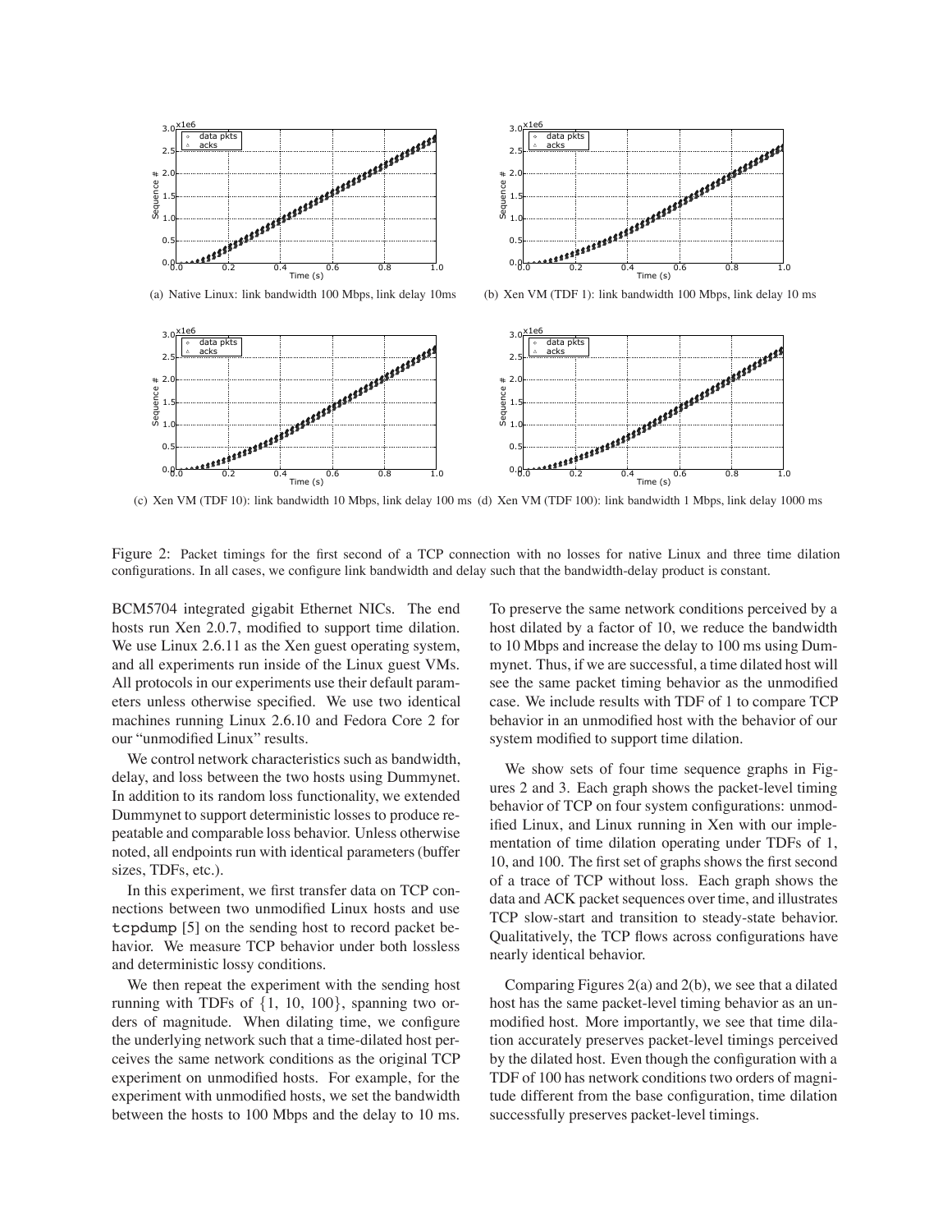(a) Native Linux: link bandwidth 100 Mbps, link delay 10ms

(b) Xen VM (TDF 1): link bandwidth 100 Mbps, link delay 10 ms

(c) Xen VM (TDF 10): link bandwidth 10 Mbps, link delay 100 ms

(d) Xen VM (TDF 100): link bandwidth 1 Mbps, link delay 1000 ms

Figure 2: Packet timings for the first second of a TCP connection with no losses for native Linux and three time dilation configurations. In all cases, we configure link bandwidth and delay such that the bandwidth-delay product is constant.

BCM5704 integrated gigabit Ethernet NICs. The end hosts run Xen 2.0.7, modified to support time dilation. We use Linux 2.6.11 as the Xen guest operating system, and all experiments run inside of the Linux guest VMs. All protocols in our experiments use their default parameters unless otherwise specified. We use two identical machines running Linux 2.6.10 and Fedora Core 2 for our "unmodified Linux" results.

We control network characteristics such as bandwidth, delay, and loss between the two hosts using Dummynet. In addition to its random loss functionality, we extended Dummynet to support deterministic losses to produce repeatable and comparable loss behavior. Unless otherwise noted, all endpoints run with identical parameters (buffer sizes, TDFs, etc.).

In this experiment, we first transfer data on TCP connections between two unmodified Linux hosts and use `tcpdump` [5] on the sending host to record packet behavior. We measure TCP behavior under both lossless and deterministic lossy conditions.

We then repeat the experiment with the sending host running with TDFs of {1, 10, 100}, spanning two orders of magnitude. When dilating time, we configure the underlying network such that a time-dilated host perceives the same network conditions as the original TCP experiment on unmodified hosts. For example, for the experiment with unmodified hosts, we set the bandwidth between the hosts to 100 Mbps and the delay to 10 ms. To preserve the same network conditions perceived by a host dilated by a factor of 10, we reduce the bandwidth to 10 Mbps and increase the delay to 100 ms using Dummynet. Thus, if we are successful, a time dilated host will see the same packet timing behavior as the unmodified case. We include results with TDF of 1 to compare TCP behavior in an unmodified host with the behavior of our system modified to support time dilation.

We show sets of four time sequence graphs in Figures 2 and 3. Each graph shows the packet-level timing behavior of TCP on four system configurations: unmodified Linux, and Linux running in Xen with our implementation of time dilation operating under TDFs of 1, 10, and 100. The first set of graphs shows the first second of a trace of TCP without loss. Each graph shows the data and ACK packet sequences over time, and illustrates TCP slow-start and transition to steady-state behavior. Qualitatively, the TCP flows across configurations have nearly identical behavior.

Comparing Figures 2(a) and 2(b), we see that a dilated host has the same packet-level timing behavior as an unmodified host. More importantly, we see that time dilation accurately preserves packet-level timings perceived by the dilated host. Even though the configuration with a TDF of 100 has network conditions two orders of magnitude different from the base configuration, time dilation successfully preserves packet-level timings.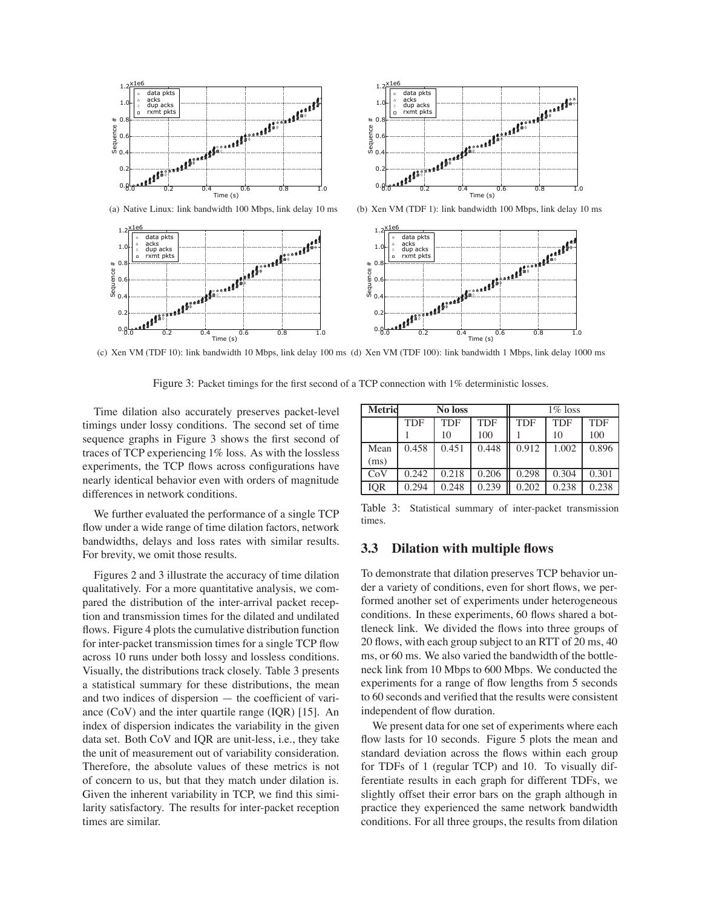(a) Native Linux: link bandwidth 100 Mbps, link delay 10 ms

(b) Xen VM (TDF 1): link bandwidth 100 Mbps, link delay 10 ms

(c) Xen VM (TDF 10): link bandwidth 10 Mbps, link delay 100 ms

(d) Xen VM (TDF 100): link bandwidth 1 Mbps, link delay 1000 ms

Figure 3: Packet timings for the first second of a TCP connection with 1% deterministic losses.

Time dilation also accurately preserves packet-level timings under lossy conditions. The second set of time sequence graphs in Figure 3 shows the first second of traces of TCP experiencing 1% loss. As with the lossless experiments, the TCP flows across configurations have nearly identical behavior even with orders of magnitude differences in network conditions.

We further evaluated the performance of a single TCP flow under a wide range of time dilation factors, network bandwidths, delays and loss rates with similar results. For brevity, we omit those results.

Figures 2 and 3 illustrate the accuracy of time dilation qualitatively. For a more quantitative analysis, we compared the distribution of the inter-arrival packet reception and transmission times for the dilated and undilated flows. Figure 4 plots the cumulative distribution function for inter-packet transmission times for a single TCP flow across 10 runs under both lossy and lossless conditions. Visually, the distributions track closely. Table 3 presents a statistical summary for these distributions, the mean and two indices of dispersion — the coefficient of variance (CoV) and the inter quartile range (IQR) [15]. An index of dispersion indicates the variability in the given data set. Both CoV and IQR are unit-less, i.e., they take the unit of measurement out of variability consideration. Therefore, the absolute values of these metrics is not of concern to us, but that they match under dilation is. Given the inherent variability in TCP, we find this similarity satisfactory. The results for inter-packet reception times are similar.

| Metric | No loss | | | 1% loss | | |
|---|---|---|---|---|---|---|
| | TDF 1 | TDF 10 | TDF 100 | TDF 1 | TDF 10 | TDF 100 |
| Mean (ms) | 0.458 | 0.451 | 0.448 | 0.912 | 1.002 | 0.896 |
| CoV | 0.242 | 0.218 | 0.206 | 0.298 | 0.304 | 0.301 |
| IQR | 0.294 | 0.248 | 0.239 | 0.202 | 0.238 | 0.238 |

Table 3: Statistical summary of inter-packet transmission times.

### 3.3 Dilation with multiple flows

To demonstrate that dilation preserves TCP behavior under a variety of conditions, even for short flows, we performed another set of experiments under heterogeneous conditions. In these experiments, 60 flows shared a bottleneck link. We divided the flows into three groups of 20 flows, with each group subject to an RTT of 20 ms, 40 ms, or 60 ms. We also varied the bandwidth of the bottleneck link from 10 Mbps to 600 Mbps. We conducted the experiments for a range of flow lengths from 5 seconds to 60 seconds and verified that the results were consistent independent of flow duration.

We present data for one set of experiments where each flow lasts for 10 seconds. Figure 5 plots the mean and standard deviation across the flows within each group for TDFs of 1 (regular TCP) and 10. To visually differentiate results in each graph for different TDFs, we slightly offset their error bars on the graph although in practice they experienced the same network bandwidth conditions. For all three groups, the results from dilation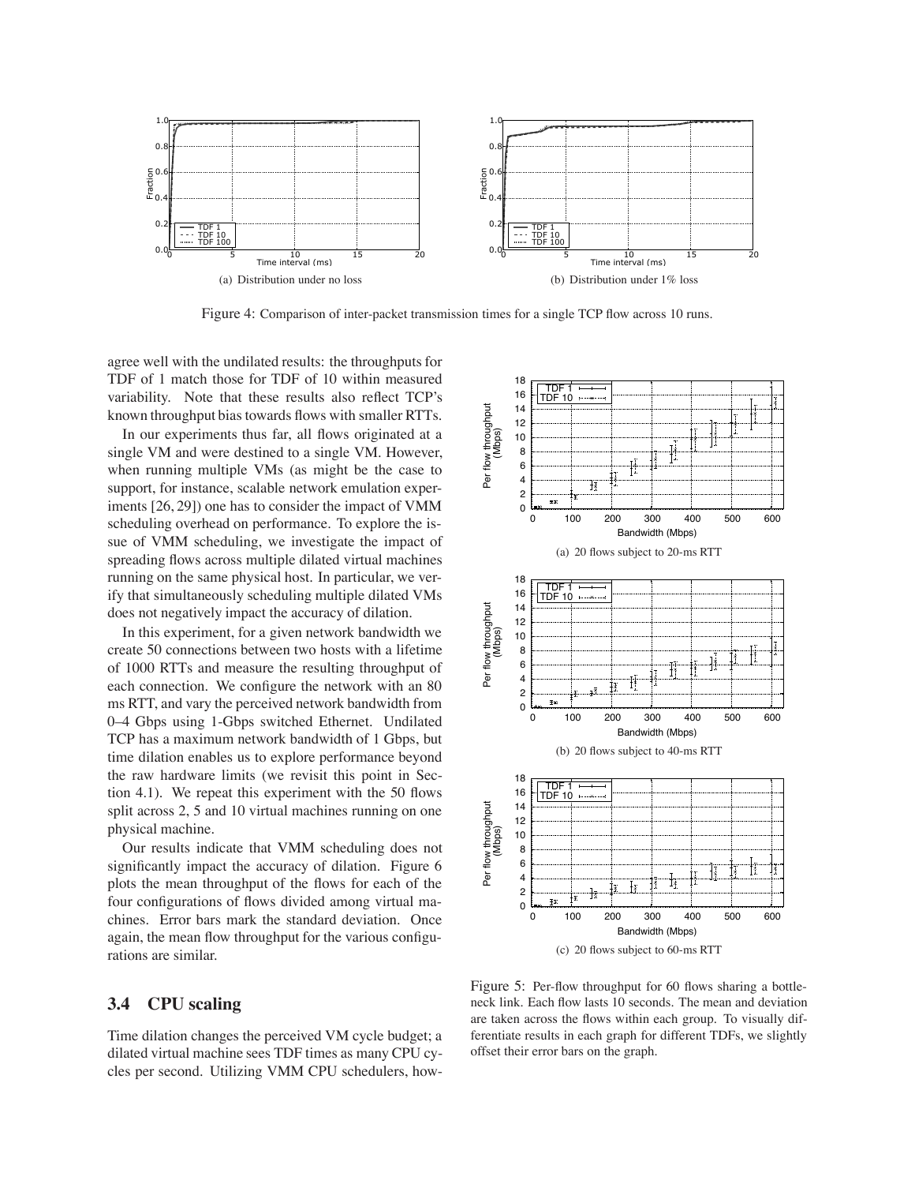Figure 4: Comparison of inter-packet transmission times for a single TCP flow across 10 runs.

(a) Distribution under no loss

(b) Distribution under 1% loss

agree well with the undilated results: the throughputs for TDF of 1 match those for TDF of 10 within measured variability. Note that these results also reflect TCP's known throughput bias towards flows with smaller RTTs.

In our experiments thus far, all flows originated at a single VM and were destined to a single VM. However, when running multiple VMs (as might be the case to support, for instance, scalable network emulation experiments [26, 29]) one has to consider the impact of VMM scheduling overhead on performance. To explore the issue of VMM scheduling, we investigate the impact of spreading flows across multiple dilated virtual machines running on the same physical host. In particular, we verify that simultaneously scheduling multiple dilated VMs does not negatively impact the accuracy of dilation.

In this experiment, for a given network bandwidth we create 50 connections between two hosts with a lifetime of 1000 RTTs and measure the resulting throughput of each connection. We configure the network with an 80 ms RTT, and vary the perceived network bandwidth from 0–4 Gbps using 1-Gbps switched Ethernet. Undilated TCP has a maximum network bandwidth of 1 Gbps, but time dilation enables us to explore performance beyond the raw hardware limits (we revisit this point in Section 4.1). We repeat this experiment with the 50 flows split across 2, 5 and 10 virtual machines running on one physical machine.

Our results indicate that VMM scheduling does not significantly impact the accuracy of dilation. Figure 6 plots the mean throughput of the flows for each of the four configurations of flows divided among virtual machines. Error bars mark the standard deviation. Once again, the mean flow throughput for the various configurations are similar.

## 3.4 CPU scaling

Time dilation changes the perceived VM cycle budget; a dilated virtual machine sees TDF times as many CPU cycles per second. Utilizing VMM CPU schedulers, how-

(a) 20 flows subject to 20-ms RTT

(b) 20 flows subject to 40-ms RTT

(c) 20 flows subject to 60-ms RTT

Figure 5: Per-flow throughput for 60 flows sharing a bottleneck link. Each flow lasts 10 seconds. The mean and deviation are taken across the flows within each group. To visually differentiate results in each graph for different TDFs, we slightly offset their error bars on the graph.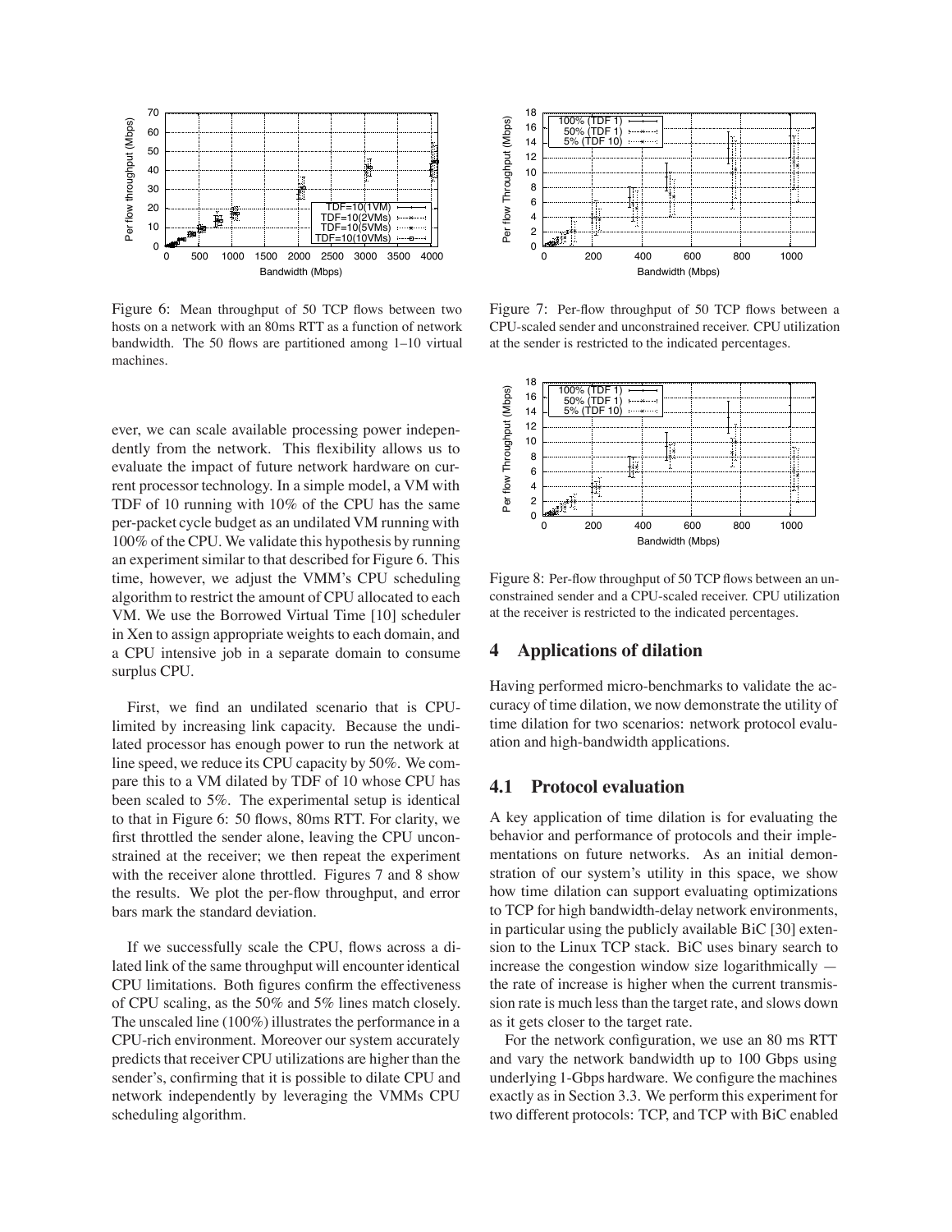Figure 6: Mean throughput of 50 TCP flows between two hosts on a network with an 80ms RTT as a function of network bandwidth. The 50 flows are partitioned among 1–10 virtual machines.

ever, we can scale available processing power independently from the network. This flexibility allows us to evaluate the impact of future network hardware on current processor technology. In a simple model, a VM with TDF of 10 running with 10% of the CPU has the same per-packet cycle budget as an undilated VM running with 100% of the CPU. We validate this hypothesis by running an experiment similar to that described for Figure 6. This time, however, we adjust the VMM's CPU scheduling algorithm to restrict the amount of CPU allocated to each VM. We use the Borrowed Virtual Time [10] scheduler in Xen to assign appropriate weights to each domain, and a CPU intensive job in a separate domain to consume surplus CPU.

First, we find an undilated scenario that is CPU-limited by increasing link capacity. Because the undilated processor has enough power to run the network at line speed, we reduce its CPU capacity by 50%. We compare this to a VM dilated by TDF of 10 whose CPU has been scaled to 5%. The experimental setup is identical to that in Figure 6: 50 flows, 80ms RTT. For clarity, we first throttled the sender alone, leaving the CPU unconstrained at the receiver; we then repeat the experiment with the receiver alone throttled. Figures 7 and 8 show the results. We plot the per-flow throughput, and error bars mark the standard deviation.

If we successfully scale the CPU, flows across a dilated link of the same throughput will encounter identical CPU limitations. Both figures confirm the effectiveness of CPU scaling, as the 50% and 5% lines match closely. The unscaled line (100%) illustrates the performance in a CPU-rich environment. Moreover our system accurately predicts that receiver CPU utilizations are higher than the sender's, confirming that it is possible to dilate CPU and network independently by leveraging the VMMs CPU scheduling algorithm.

Figure 7: Per-flow throughput of 50 TCP flows between a CPU-scaled sender and unconstrained receiver. CPU utilization at the sender is restricted to the indicated percentages.

Figure 8: Per-flow throughput of 50 TCP flows between an unconstrained sender and a CPU-scaled receiver. CPU utilization at the receiver is restricted to the indicated percentages.

## 4 Applications of dilation

Having performed micro-benchmarks to validate the accuracy of time dilation, we now demonstrate the utility of time dilation for two scenarios: network protocol evaluation and high-bandwidth applications.

### 4.1 Protocol evaluation

A key application of time dilation is for evaluating the behavior and performance of protocols and their implementations on future networks. As an initial demonstration of our system's utility in this space, we show how time dilation can support evaluating optimizations to TCP for high bandwidth-delay network environments, in particular using the publicly available BiC [30] extension to the Linux TCP stack. BiC uses binary search to increase the congestion window size logarithmically — the rate of increase is higher when the current transmission rate is much less than the target rate, and slows down as it gets closer to the target rate.

For the network configuration, we use an 80 ms RTT and vary the network bandwidth up to 100 Gbps using underlying 1-Gbps hardware. We configure the machines exactly as in Section 3.3. We perform this experiment for two different protocols: TCP, and TCP with BiC enabled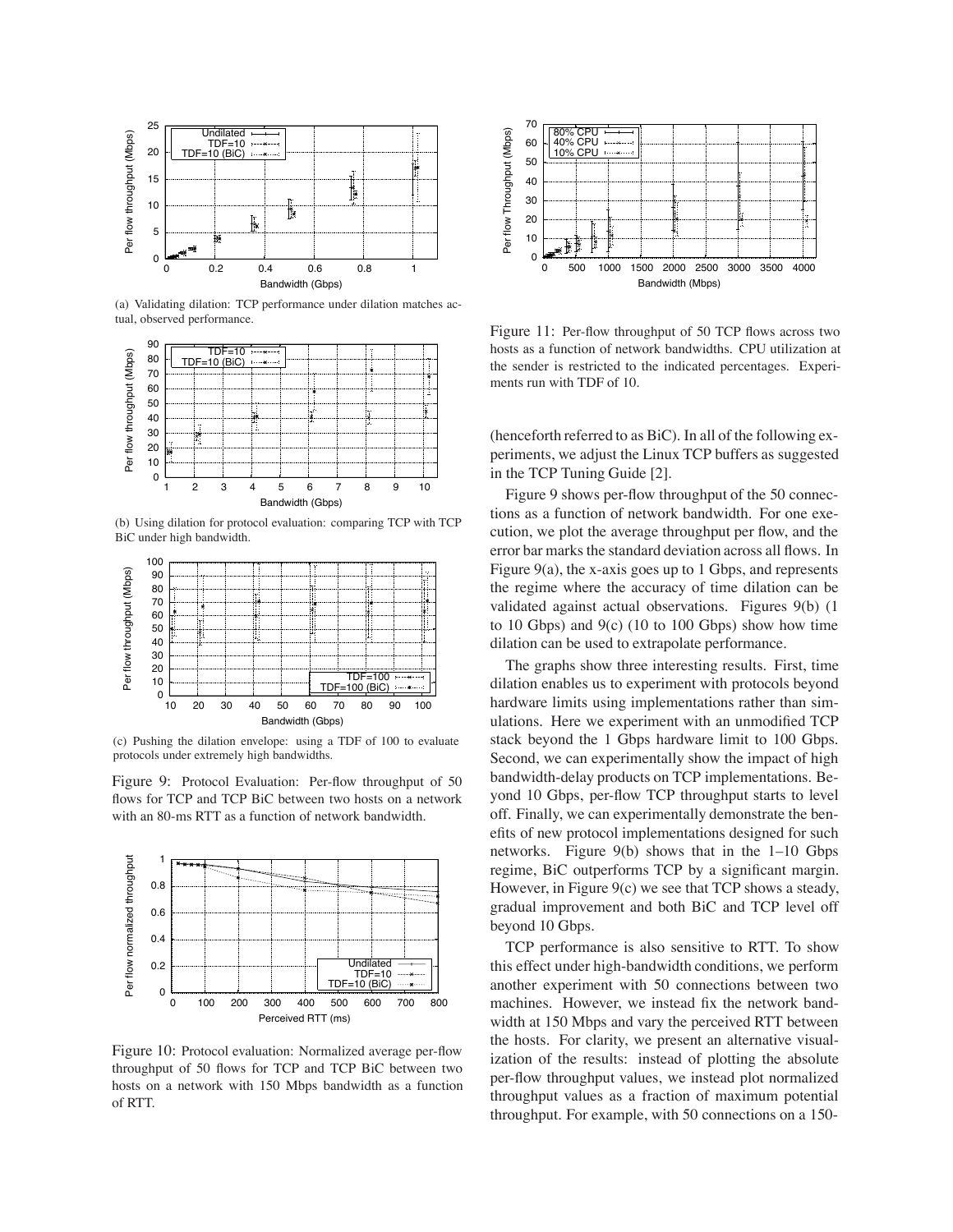(a) Validating dilation: TCP performance under dilation matches actual, observed performance.

(b) Using dilation for protocol evaluation: comparing TCP with TCP BiC under high bandwidth.

(c) Pushing the dilation envelope: using a TDF of 100 to evaluate protocols under extremely high bandwidths.

Figure 9: Protocol Evaluation: Per-flow throughput of 50 flows for TCP and TCP BiC between two hosts on a network with an 80-ms RTT as a function of network bandwidth.

Figure 10: Protocol evaluation: Normalized average per-flow throughput of 50 flows for TCP and TCP BiC between two hosts on a network with 150 Mbps bandwidth as a function of RTT.

Figure 11: Per-flow throughput of 50 TCP flows across two hosts as a function of network bandwidths. CPU utilization at the sender is restricted to the indicated percentages. Experiments run with TDF of 10.

(henceforth referred to as BiC). In all of the following experiments, we adjust the Linux TCP buffers as suggested in the TCP Tuning Guide [2].

Figure 9 shows per-flow throughput of the 50 connections as a function of network bandwidth. For one execution, we plot the average throughput per flow, and the error bar marks the standard deviation across all flows. In Figure 9(a), the x-axis goes up to 1 Gbps, and represents the regime where the accuracy of time dilation can be validated against actual observations. Figures 9(b) (1 to 10 Gbps) and 9(c) (10 to 100 Gbps) show how time dilation can be used to extrapolate performance.

The graphs show three interesting results. First, time dilation enables us to experiment with protocols beyond hardware limits using implementations rather than simulations. Here we experiment with an unmodified TCP stack beyond the 1 Gbps hardware limit to 100 Gbps. Second, we can experimentally show the impact of high bandwidth-delay products on TCP implementations. Beyond 10 Gbps, per-flow TCP throughput starts to level off. Finally, we can experimentally demonstrate the benefits of new protocol implementations designed for such networks. Figure 9(b) shows that in the 1–10 Gbps regime, BiC outperforms TCP by a significant margin. However, in Figure 9(c) we see that TCP shows a steady, gradual improvement and both BiC and TCP level off beyond 10 Gbps.

TCP performance is also sensitive to RTT. To show this effect under high-bandwidth conditions, we perform another experiment with 50 connections between two machines. However, we instead fix the network bandwidth at 150 Mbps and vary the perceived RTT between the hosts. For clarity, we present an alternative visualization of the results: instead of plotting the absolute per-flow throughput values, we instead plot normalized throughput values as a fraction of maximum potential throughput. For example, with 50 connections on a 150-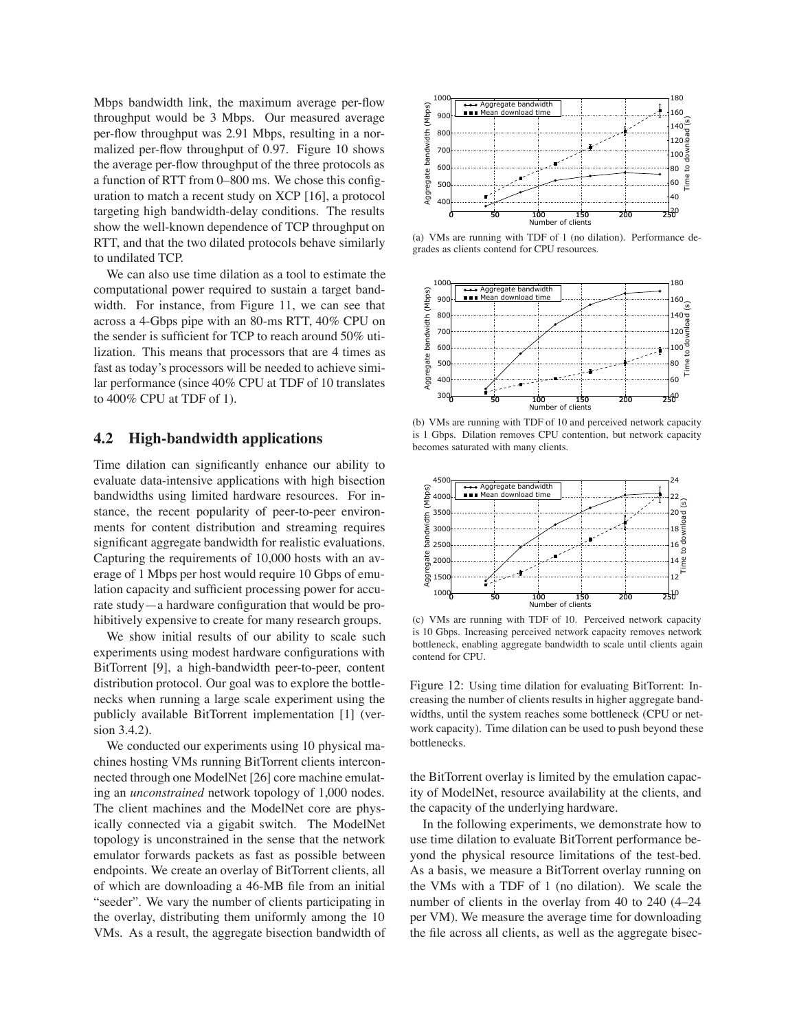Mbps bandwidth link, the maximum average per-flow throughput would be 3 Mbps. Our measured average per-flow throughput was 2.91 Mbps, resulting in a normalized per-flow throughput of 0.97. Figure 10 shows the average per-flow throughput of the three protocols as a function of RTT from 0–800 ms. We chose this configuration to match a recent study on XCP [16], a protocol targeting high bandwidth-delay conditions. The results show the well-known dependence of TCP throughput on RTT, and that the two dilated protocols behave similarly to undilated TCP.

We can also use time dilation as a tool to estimate the computational power required to sustain a target bandwidth. For instance, from Figure 11, we can see that across a 4-Gbps pipe with an 80-ms RTT, 40% CPU on the sender is sufficient for TCP to reach around 50% utilization. This means that processors that are 4 times as fast as today's processors will be needed to achieve similar performance (since 40% CPU at TDF of 10 translates to 400% CPU at TDF of 1).

## 4.2 High-bandwidth applications

Time dilation can significantly enhance our ability to evaluate data-intensive applications with high bisection bandwidths using limited hardware resources. For instance, the recent popularity of peer-to-peer environments for content distribution and streaming requires significant aggregate bandwidth for realistic evaluations. Capturing the requirements of 10,000 hosts with an average of 1 Mbps per host would require 10 Gbps of emulation capacity and sufficient processing power for accurate study—a hardware configuration that would be prohibitively expensive to create for many research groups.

We show initial results of our ability to scale such experiments using modest hardware configurations with BitTorrent [9], a high-bandwidth peer-to-peer, content distribution protocol. Our goal was to explore the bottlenecks when running a large scale experiment using the publicly available BitTorrent implementation [1] (version 3.4.2).

We conducted our experiments using 10 physical machines hosting VMs running BitTorrent clients interconnected through one ModelNet [26] core machine emulating an *unconstrained* network topology of 1,000 nodes. The client machines and the ModelNet core are physically connected via a gigabit switch. The ModelNet topology is unconstrained in the sense that the network emulator forwards packets as fast as possible between endpoints. We create an overlay of BitTorrent clients, all of which are downloading a 46-MB file from an initial "seeder". We vary the number of clients participating in the overlay, distributing them uniformly among the 10 VMs. As a result, the aggregate bisection bandwidth of the BitTorrent overlay is limited by the emulation capacity of ModelNet, resource availability at the clients, and the capacity of the underlying hardware.

(a) VMs are running with TDF of 1 (no dilation). Performance degrades as clients contend for CPU resources.

(b) VMs are running with TDF of 10 and perceived network capacity is 1 Gbps. Dilation removes CPU contention, but network capacity becomes saturated with many clients.

(c) VMs are running with TDF of 10. Perceived network capacity is 10 Gbps. Increasing perceived network capacity removes network bottleneck, enabling aggregate bandwidth to scale until clients again contend for CPU.

Figure 12: Using time dilation for evaluating BitTorrent: Increasing the number of clients results in higher aggregate bandwidths, until the system reaches some bottleneck (CPU or network capacity). Time dilation can be used to push beyond these bottlenecks.

In the following experiments, we demonstrate how to use time dilation to evaluate BitTorrent performance beyond the physical resource limitations of the test-bed. As a basis, we measure a BitTorrent overlay running on the VMs with a TDF of 1 (no dilation). We scale the number of clients in the overlay from 40 to 240 (4–24 per VM). We measure the average time for downloading the file across all clients, as well as the aggregate bisec-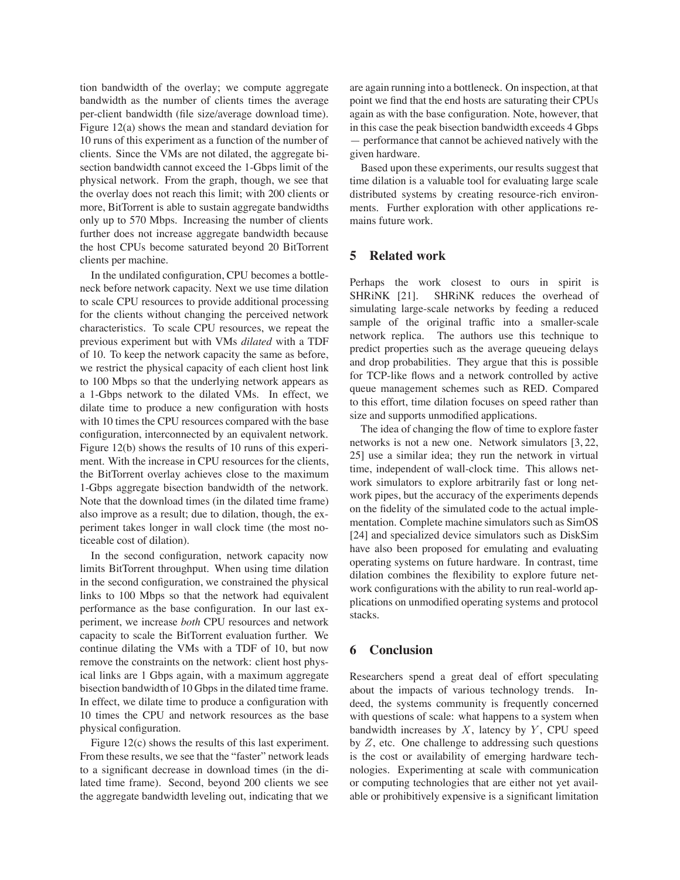tion bandwidth of the overlay; we compute aggregate bandwidth as the number of clients times the average per-client bandwidth (file size/average download time). Figure 12(a) shows the mean and standard deviation for 10 runs of this experiment as a function of the number of clients. Since the VMs are not dilated, the aggregate bisection bandwidth cannot exceed the 1-Gbps limit of the physical network. From the graph, though, we see that the overlay does not reach this limit; with 200 clients or more, BitTorrent is able to sustain aggregate bandwidths only up to 570 Mbps. Increasing the number of clients further does not increase aggregate bandwidth because the host CPUs become saturated beyond 20 BitTorrent clients per machine.

In the undilated configuration, CPU becomes a bottleneck before network capacity. Next we use time dilation to scale CPU resources to provide additional processing for the clients without changing the perceived network characteristics. To scale CPU resources, we repeat the previous experiment but with VMs *dilated* with a TDF of 10. To keep the network capacity the same as before, we restrict the physical capacity of each client host link to 100 Mbps so that the underlying network appears as a 1-Gbps network to the dilated VMs. In effect, we dilate time to produce a new configuration with hosts with 10 times the CPU resources compared with the base configuration, interconnected by an equivalent network. Figure 12(b) shows the results of 10 runs of this experiment. With the increase in CPU resources for the clients, the BitTorrent overlay achieves close to the maximum 1-Gbps aggregate bisection bandwidth of the network. Note that the download times (in the dilated time frame) also improve as a result; due to dilation, though, the experiment takes longer in wall clock time (the most noticeable cost of dilation).

In the second configuration, network capacity now limits BitTorrent throughput. When using time dilation in the second configuration, we constrained the physical links to 100 Mbps so that the network had equivalent performance as the base configuration. In our last experiment, we increase *both* CPU resources and network capacity to scale the BitTorrent evaluation further. We continue dilating the VMs with a TDF of 10, but now remove the constraints on the network: client host physical links are 1 Gbps again, with a maximum aggregate bisection bandwidth of 10 Gbps in the dilated time frame. In effect, we dilate time to produce a configuration with 10 times the CPU and network resources as the base physical configuration.

Figure 12(c) shows the results of this last experiment. From these results, we see that the "faster" network leads to a significant decrease in download times (in the dilated time frame). Second, beyond 200 clients we see the aggregate bandwidth leveling out, indicating that we are again running into a bottleneck. On inspection, at that point we find that the end hosts are saturating their CPUs again as with the base configuration. Note, however, that in this case the peak bisection bandwidth exceeds 4 Gbps — performance that cannot be achieved natively with the given hardware.

Based upon these experiments, our results suggest that time dilation is a valuable tool for evaluating large scale distributed systems by creating resource-rich environments. Further exploration with other applications remains future work.

## 5 Related work

Perhaps the work closest to ours in spirit is SHRiNK [21]. SHRiNK reduces the overhead of simulating large-scale networks by feeding a reduced sample of the original traffic into a smaller-scale network replica. The authors use this technique to predict properties such as the average queueing delays and drop probabilities. They argue that this is possible for TCP-like flows and a network controlled by active queue management schemes such as RED. Compared to this effort, time dilation focuses on speed rather than size and supports unmodified applications.

The idea of changing the flow of time to explore faster networks is not a new one. Network simulators [3, 22, 25] use a similar idea; they run the network in virtual time, independent of wall-clock time. This allows network simulators to explore arbitrarily fast or long network pipes, but the accuracy of the experiments depends on the fidelity of the simulated code to the actual implementation. Complete machine simulators such as SimOS [24] and specialized device simulators such as DiskSim have also been proposed for emulating and evaluating operating systems on future hardware. In contrast, time dilation combines the flexibility to explore future network configurations with the ability to run real-world applications on unmodified operating systems and protocol stacks.

## 6 Conclusion

Researchers spend a great deal of effort speculating about the impacts of various technology trends. Indeed, the systems community is frequently concerned with questions of scale: what happens to a system when bandwidth increases by $X$, latency by $Y$, CPU speed by $Z$, etc. One challenge to addressing such questions is the cost or availability of emerging hardware technologies. Experimenting at scale with communication or computing technologies that are either not yet available or prohibitively expensive is a significant limitation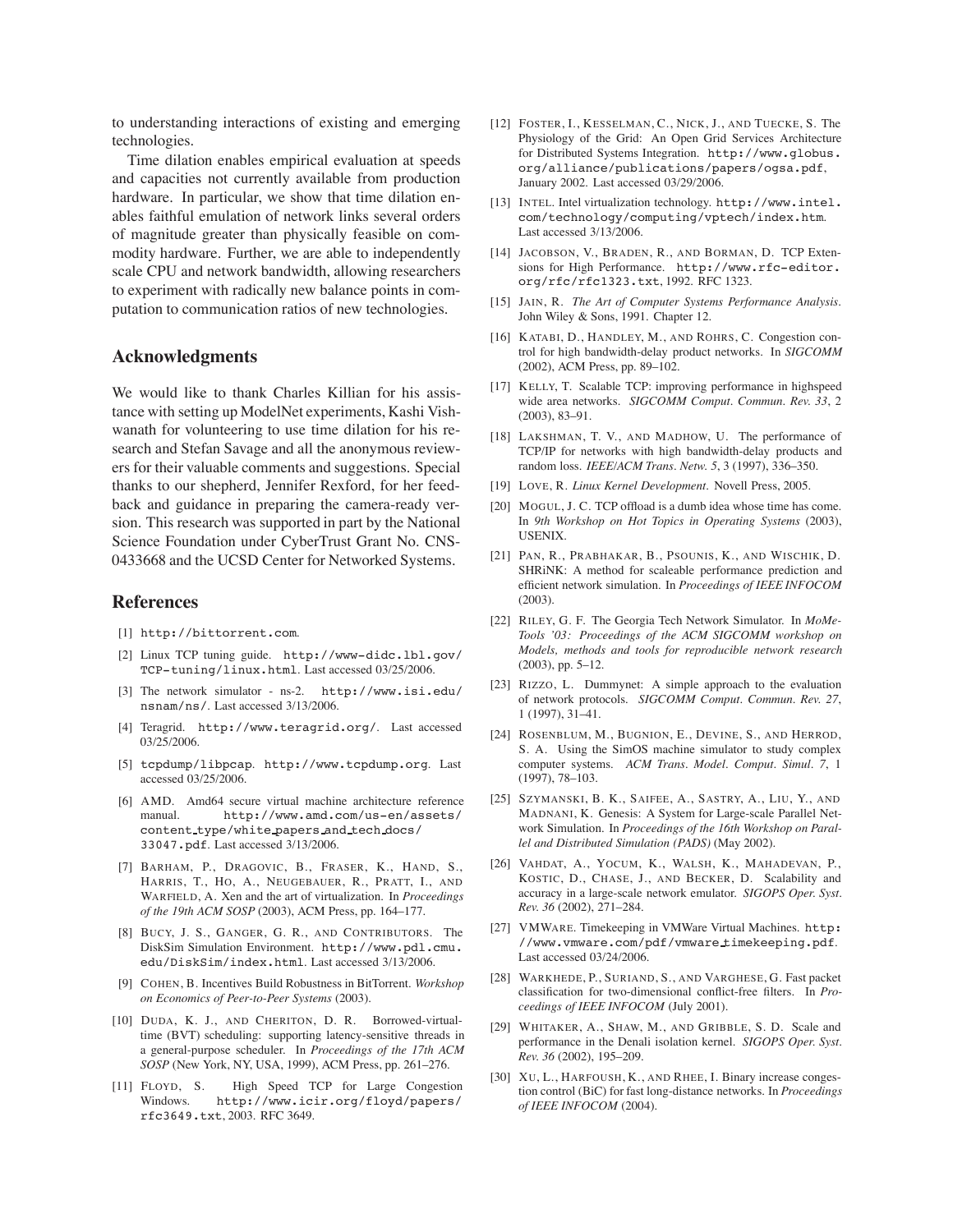to understanding interactions of existing and emerging technologies.

Time dilation enables empirical evaluation at speeds and capacities not currently available from production hardware. In particular, we show that time dilation enables faithful emulation of network links several orders of magnitude greater than physically feasible on commodity hardware. Further, we are able to independently scale CPU and network bandwidth, allowing researchers to experiment with radically new balance points in computation to communication ratios of new technologies.

## Acknowledgments

We would like to thank Charles Killian for his assistance with setting up ModelNet experiments, Kashi Vishwanath for volunteering to use time dilation for his research and Stefan Savage and all the anonymous reviewers for their valuable comments and suggestions. Special thanks to our shepherd, Jennifer Rexford, for her feedback and guidance in preparing the camera-ready version. This research was supported in part by the National Science Foundation under CyberTrust Grant No. CNS-0433668 and the UCSD Center for Networked Systems.

## References

[1] http://bittorrent.com.

[2] Linux TCP tuning guide. http://www-didc.lbl.gov/TCP-tuning/linux.html. Last accessed 03/25/2006.

[3] The network simulator - ns-2. http://www.isi.edu/nsnam/ns/. Last accessed 3/13/2006.

[4] Teragrid. http://www.teragrid.org/. Last accessed 03/25/2006.

[5] tcpdump/libpcap. http://www.tcpdump.org. Last accessed 03/25/2006.

[6] AMD. Amd64 secure virtual machine architecture reference manual. http://www.amd.com/us-en/assets/content_type/white_papers_and_tech_docs/33047.pdf. Last accessed 3/13/2006.

[7] Barham, P., Dragovic, B., Fraser, K., Hand, S., Harris, T., Ho, A., Neugebauer, R., Pratt, I., and Warfield, A. Xen and the art of virtualization. In *Proceedings of the 19th ACM SOSP* (2003), ACM Press, pp. 164–177.

[8] Bucy, J. S., Ganger, G. R., and Contributors. The DiskSim Simulation Environment. http://www.pdl.cmu.edu/DiskSim/index.html. Last accessed 3/13/2006.

[9] Cohen, B. Incentives Build Robustness in BitTorrent. *Workshop on Economics of Peer-to-Peer Systems* (2003).

[10] Duda, K. J., and Cheriton, D. R. Borrowed-virtual-time (BVT) scheduling: supporting latency-sensitive threads in a general-purpose scheduler. In *Proceedings of the 17th ACM SOSP* (New York, NY, USA, 1999), ACM Press, pp. 261–276.

[11] Floyd, S. High Speed TCP for Large Congestion Windows. http://www.icir.org/floyd/papers/rfc3649.txt, 2003. RFC 3649.

[12] Foster, I., Kesselman, C., Nick, J., and Tuecke, S. The Physiology of the Grid: An Open Grid Services Architecture for Distributed Systems Integration. http://www.globus.org/alliance/publications/papers/ogsa.pdf, January 2002. Last accessed 03/29/2006.

[13] Intel. Intel virtualization technology. http://www.intel.com/technology/computing/vptech/index.htm. Last accessed 3/13/2006.

[14] Jacobson, V., Braden, R., and Borman, D. TCP Extensions for High Performance. http://www.rfc-editor.org/rfc/rfc1323.txt, 1992. RFC 1323.

[15] Jain, R. *The Art of Computer Systems Performance Analysis*. John Wiley & Sons, 1991. Chapter 12.

[16] Katabi, D., Handley, M., and Rohrs, C. Congestion control for high bandwidth-delay product networks. In *SIGCOMM* (2002), ACM Press, pp. 89–102.

[17] Kelly, T. Scalable TCP: improving performance in highspeed wide area networks. *SIGCOMM Comput. Commun. Rev. 33*, 2 (2003), 83–91.

[18] Lakshman, T. V., and Madhow, U. The performance of TCP/IP for networks with high bandwidth-delay products and random loss. *IEEE/ACM Trans. Netw. 5*, 3 (1997), 336–350.

[19] Love, R. *Linux Kernel Development*. Novell Press, 2005.

[20] Mogul, J. C. TCP offload is a dumb idea whose time has come. In *9th Workshop on Hot Topics in Operating Systems* (2003), USENIX.

[21] Pan, R., Prabhakar, B., Psounis, K., and Wischik, D. SHRiNK: A method for scaleable performance prediction and efficient network simulation. In *Proceedings of IEEE INFOCOM* (2003).

[22] Riley, G. F. The Georgia Tech Network Simulator. In *MoMe-Tools '03: Proceedings of the ACM SIGCOMM workshop on Models, methods and tools for reproducible network research* (2003), pp. 5–12.

[23] Rizzo, L. Dummynet: A simple approach to the evaluation of network protocols. *SIGCOMM Comput. Commun. Rev. 27*, 1 (1997), 31–41.

[24] Rosenblum, M., Bugnion, E., Devine, S., and Herrod, S. A. Using the SimOS machine simulator to study complex computer systems. *ACM Trans. Model. Comput. Simul. 7*, 1 (1997), 78–103.

[25] Szymanski, B. K., Saifee, A., Sastry, A., Liu, Y., and Madnani, K. Genesis: A System for Large-scale Parallel Network Simulation. In *Proceedings of the 16th Workshop on Parallel and Distributed Simulation (PADS)* (May 2002).

[26] Vahdat, A., Yocum, K., Walsh, K., Mahadevan, P., Kostic, D., Chase, J., and Becker, D. Scalability and accuracy in a large-scale network emulator. *SIGOPS Oper. Syst. Rev. 36* (2002), 271–284.

[27] VMWare. Timekeeping in VMWare Virtual Machines. http://www.vmware.com/pdf/vmware_timekeeping.pdf. Last accessed 03/24/2006.

[28] Warkhede, P., Suriand, S., and Varghese, G. Fast packet classification for two-dimensional conflict-free filters. In *Proceedings of IEEE INFOCOM* (July 2001).

[29] Whitaker, A., Shaw, M., and Gribble, S. D. Scale and performance in the Denali isolation kernel. *SIGOPS Oper. Syst. Rev. 36* (2002), 195–209.

[30] Xu, L., Harfoush, K., and Rhee, I. Binary increase congestion control (BiC) for fast long-distance networks. In *Proceedings of IEEE INFOCOM* (2004).